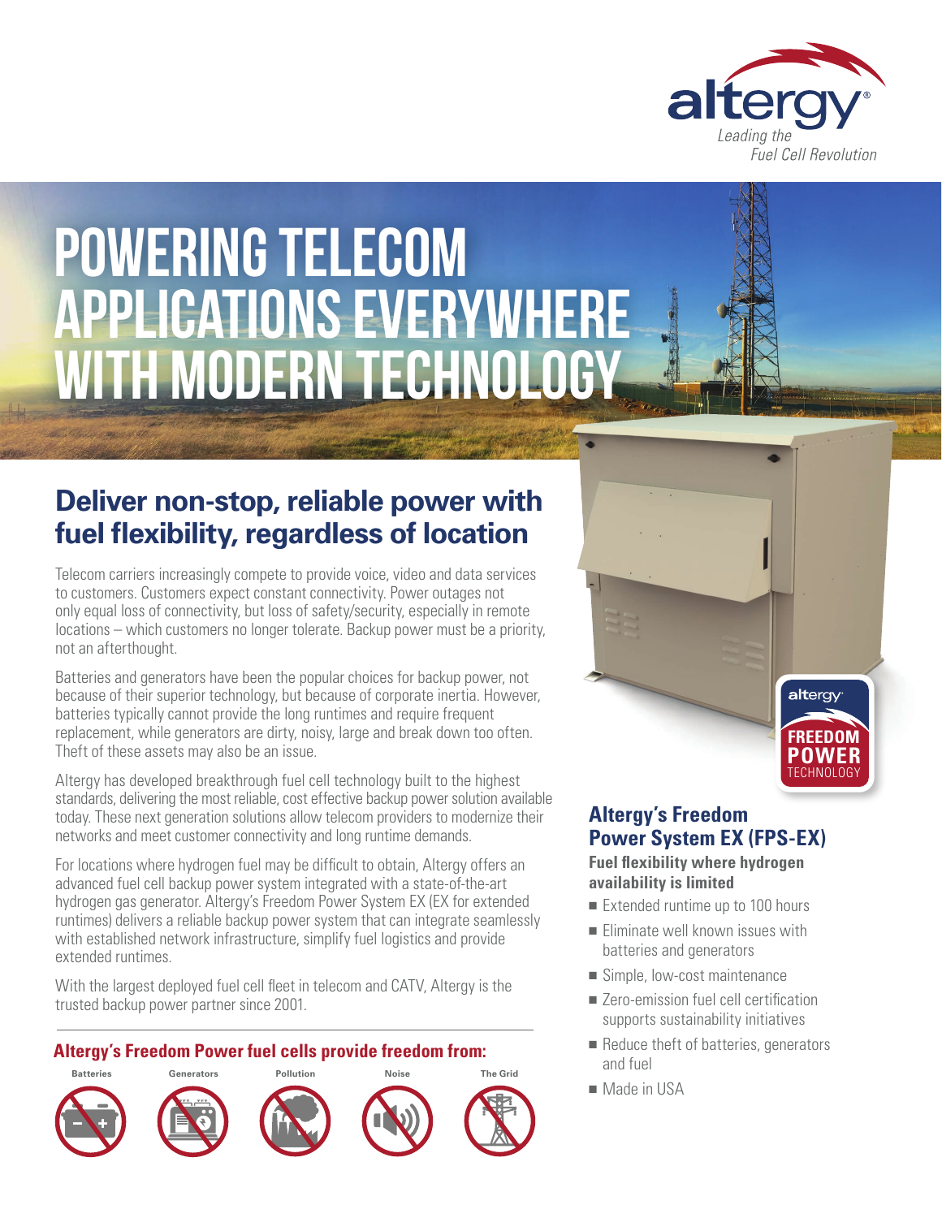altergy®

*Leading the Fuel Cell Revolution*

# POWERING TELECOM APPLICATIONS EVERYWHERE WITH MODERN TECHNOLOGY

## Deliver non-stop, reliable power with fuel flexibility, regardless of location

Telecom carriers increasingly compete to provide voice, video and data services to customers. Customers expect constant connectivity. Power outages not only equal loss of connectivity, but loss of safety/security, especially in remote locations – which customers no longer tolerate. Backup power must be a priority, not an afterthought.

Batteries and generators have been the popular choices for backup power, not because of their superior technology, but because of corporate inertia. However, batteries typically cannot provide the long runtimes and require frequent replacement, while generators are dirty, noisy, large and break down too often. Theft of these assets may also be an issue.

Altergy has developed breakthrough fuel cell technology built to the highest standards, delivering the most reliable, cost effective backup power solution available today. These next generation solutions allow telecom providers to modernize their networks and meet customer connectivity and long runtime demands.

For locations where hydrogen fuel may be difficult to obtain, Altergy offers an advanced fuel cell backup power system integrated with a state-of-the-art hydrogen gas generator. Altergy's Freedom Power System EX (EX for extended runtimes) delivers a reliable backup power system that can integrate seamlessly with established network infrastructure, simplify fuel logistics and provide extended runtimes.

With the largest deployed fuel cell fleet in telecom and CATV, Altergy is the trusted backup power partner since 2001.

### Altergy's Freedom Power fuel cells provide freedom from:

Batteries | Generators | Pollution | Noise | The Grid

altergy FREEDOM POWER TECHNOLOGY

### Altergy's Freedom Power System EX (FPS-EX)

**Fuel flexibility where hydrogen availability is limited**

- Extended runtime up to 100 hours
- Eliminate well known issues with batteries and generators
- Simple, low-cost maintenance
- Zero-emission fuel cell certification supports sustainability initiatives
- Reduce theft of batteries, generators and fuel
- Made in USA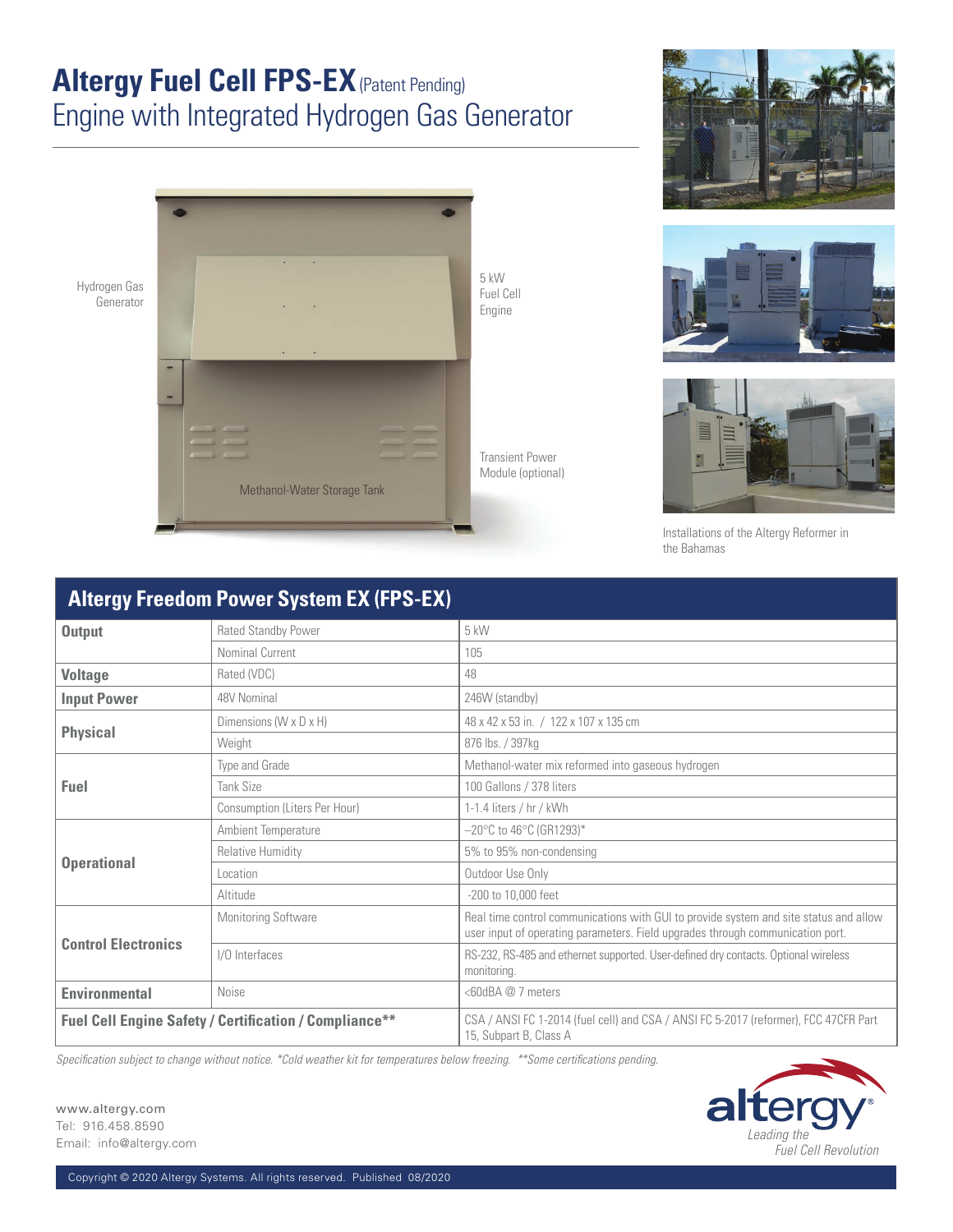# Altergy Fuel Cell FPS-EX (Patent Pending)
## Engine with Integrated Hydrogen Gas Generator

Hydrogen Gas Generator

5 kW Fuel Cell Engine

Transient Power Module (optional)

Methanol-Water Storage Tank

Installations of the Altergy Reformer in the Bahamas

## Altergy Freedom Power System EX (FPS-EX)

| | | |
|---|---|---|
| **Output** | Rated Standby Power | 5 kW |
| | Nominal Current | 105 |
| **Voltage** | Rated (VDC) | 48 |
| **Input Power** | 48V Nominal | 246W (standby) |
| **Physical** | Dimensions (W x D x H) | 48 x 42 x 53 in. / 122 x 107 x 135 cm |
| | Weight | 876 lbs. / 397kg |
| **Fuel** | Type and Grade | Methanol-water mix reformed into gaseous hydrogen |
| | Tank Size | 100 Gallons / 378 liters |
| | Consumption (Liters Per Hour) | 1-1.4 liters / hr / kWh |
| **Operational** | Ambient Temperature | –20°C to 46°C (GR1293)* |
| | Relative Humidity | 5% to 95% non-condensing |
| | Location | Outdoor Use Only |
| | Altitude | -200 to 10,000 feet |
| **Control Electronics** | Monitoring Software | Real time control communications with GUI to provide system and site status and allow user input of operating parameters. Field upgrades through communication port. |
| | I/O Interfaces | RS-232, RS-485 and ethernet supported. User-defined dry contacts. Optional wireless monitoring. |
| **Environmental** | Noise | <60dBA @ 7 meters |
| **Fuel Cell Engine Safety / Certification / Compliance**** | | CSA / ANSI FC 1-2014 (fuel cell) and CSA / ANSI FC 5-2017 (reformer), FCC 47CFR Part 15, Subpart B, Class A |

*Specification subject to change without notice. *Cold weather kit for temperatures below freezing. **Some certifications pending.*

www.altergy.com
Tel: 916.458.8590
Email: info@altergy.com

altergy® *Leading the Fuel Cell Revolution*

Copyright © 2020 Altergy Systems. All rights reserved. Published 08/2020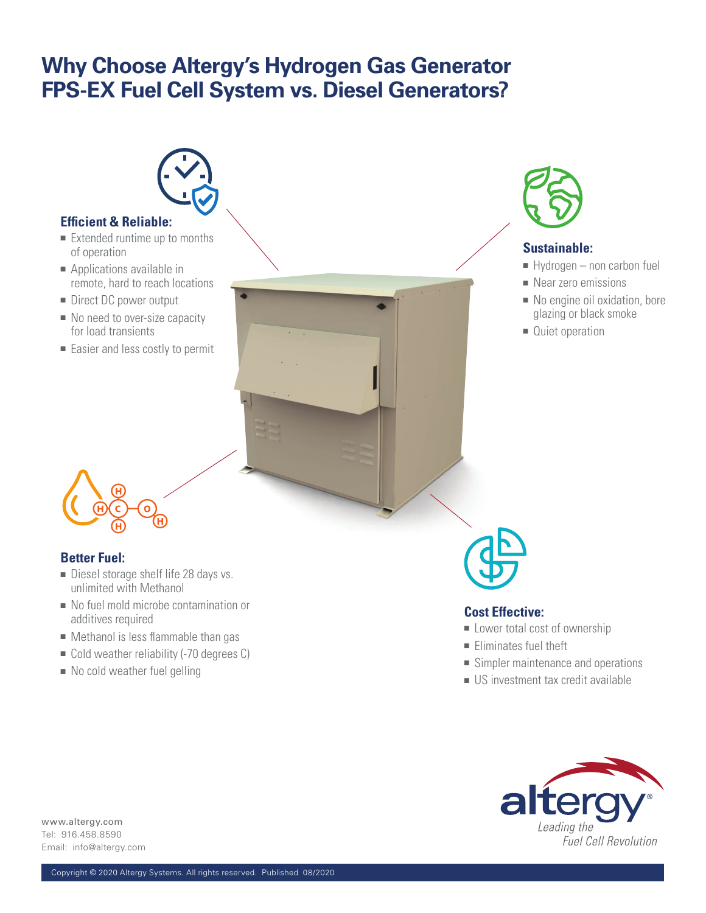# Why Choose Altergy's Hydrogen Gas Generator FPS-EX Fuel Cell System vs. Diesel Generators?

**Efficient & Reliable:**

- Extended runtime up to months of operation
- Applications available in remote, hard to reach locations
- Direct DC power output
- No need to over-size capacity for load transients
- Easier and less costly to permit

**Sustainable:**

- Hydrogen – non carbon fuel
- Near zero emissions
- No engine oil oxidation, bore glazing or black smoke
- Quiet operation

**Better Fuel:**

- Diesel storage shelf life 28 days vs. unlimited with Methanol
- No fuel mold microbe contamination or additives required
- Methanol is less flammable than gas
- Cold weather reliability (-70 degrees C)
- No cold weather fuel gelling

**Cost Effective:**

- Lower total cost of ownership
- Eliminates fuel theft
- Simpler maintenance and operations
- US investment tax credit available

www.altergy.com
Tel: 916.458.8590
Email: info@altergy.com

altergy®
*Leading the Fuel Cell Revolution*

Copyright © 2020 Altergy Systems. All rights reserved. Published 08/2020